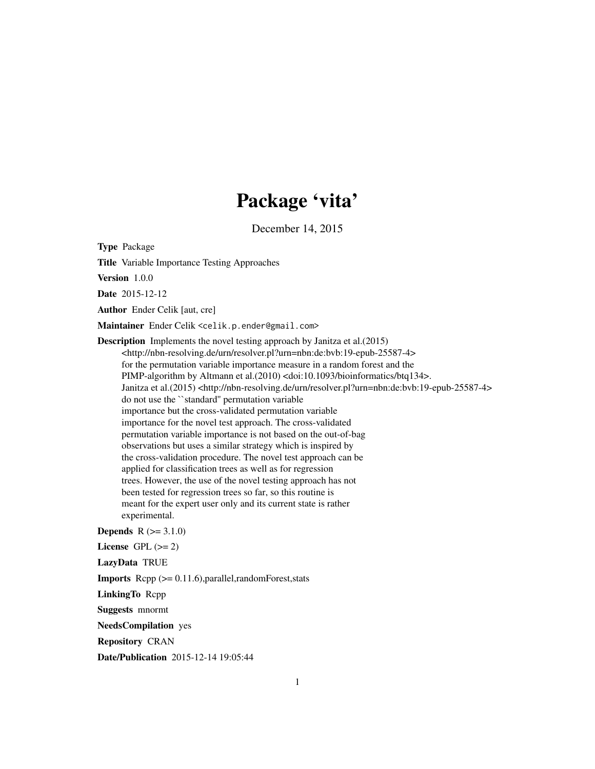# Package 'vita'

December 14, 2015

**Type** Package

**Title** Variable Importance Testing Approaches

**Version** 1.0.0

**Date** 2015-12-12

**Author** Ender Celik [aut, cre]

**Maintainer** Ender Celik <celik.p.ender@gmail.com>

**Description** Implements the novel testing approach by Janitza et al.(2015) <http://nbn-resolving.de/urn/resolver.pl?urn=nbn:de:bvb:19-epub-25587-4> for the permutation variable importance measure in a random forest and the PIMP-algorithm by Altmann et al.(2010) <doi:10.1093/bioinformatics/btq134>. Janitza et al.(2015) <http://nbn-resolving.de/urn/resolver.pl?urn=nbn:de:bvb:19-epub-25587-4> do not use the ``standard'' permutation variable importance but the cross-validated permutation variable importance for the novel test approach. The cross-validated permutation variable importance is not based on the out-of-bag observations but uses a similar strategy which is inspired by the cross-validation procedure. The novel test approach can be applied for classification trees as well as for regression trees. However, the use of the novel testing approach has not been tested for regression trees so far, so this routine is meant for the expert user only and its current state is rather experimental.

**Depends** R (>= 3.1.0)

**License** GPL (>= 2)

**LazyData** TRUE

**Imports** Rcpp (>= 0.11.6),parallel,randomForest,stats

**LinkingTo** Rcpp

**Suggests** mnormt

**NeedsCompilation** yes

**Repository** CRAN

**Date/Publication** 2015-12-14 19:05:44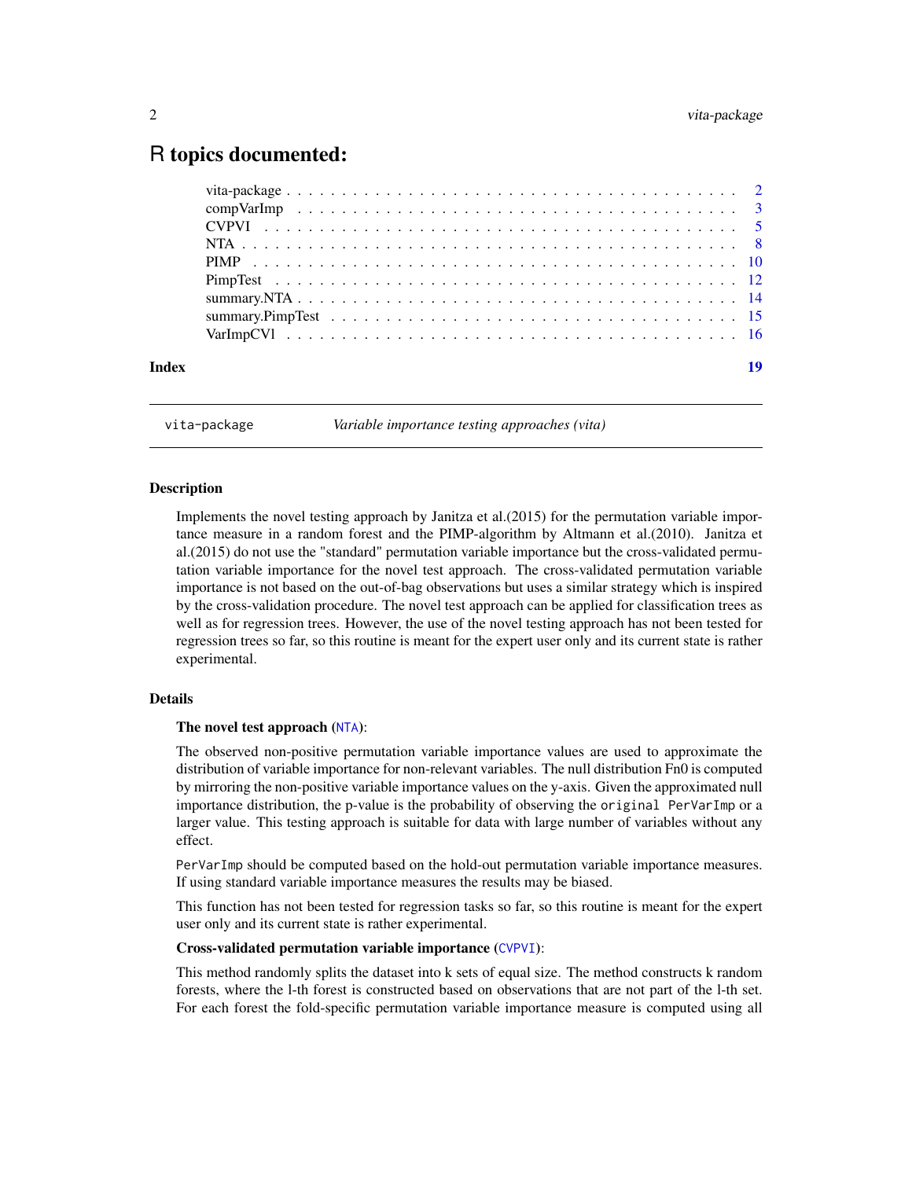# R topics documented:

| | |
|---|---|
| vita-package | 2 |
| compVarImp | 3 |
| CVPVI | 5 |
| NTA | 8 |
| PIMP | 10 |
| PimpTest | 12 |
| summary.NTA | 14 |
| summary.PimpTest | 15 |
| VarImpCVl | 16 |
| **Index** | **19** |

---

`vita-package` *Variable importance testing approaches (vita)*

---

## Description

Implements the novel testing approach by Janitza et al.(2015) for the permutation variable importance measure in a random forest and the PIMP-algorithm by Altmann et al.(2010). Janitza et al.(2015) do not use the "standard" permutation variable importance but the cross-validated permutation variable importance for the novel test approach. The cross-validated permutation variable importance is not based on the out-of-bag observations but uses a similar strategy which is inspired by the cross-validation procedure. The novel test approach can be applied for classification trees as well as for regression trees. However, the use of the novel testing approach has not been tested for regression trees so far, so this routine is meant for the expert user only and its current state is rather experimental.

## Details

**The novel test approach (`NTA`):**

The observed non-positive permutation variable importance values are used to approximate the distribution of variable importance for non-relevant variables. The null distribution Fn0 is computed by mirroring the non-positive variable importance values on the y-axis. Given the approximated null importance distribution, the p-value is the probability of observing the `original PerVarImp` or a larger value. This testing approach is suitable for data with large number of variables without any effect.

`PerVarImp` should be computed based on the hold-out permutation variable importance measures. If using standard variable importance measures the results may be biased.

This function has not been tested for regression tasks so far, so this routine is meant for the expert user only and its current state is rather experimental.

**Cross-validated permutation variable importance (`CVPVI`):**

This method randomly splits the dataset into k sets of equal size. The method constructs k random forests, where the l-th forest is constructed based on observations that are not part of the l-th set. For each forest the fold-specific permutation variable importance measure is computed using all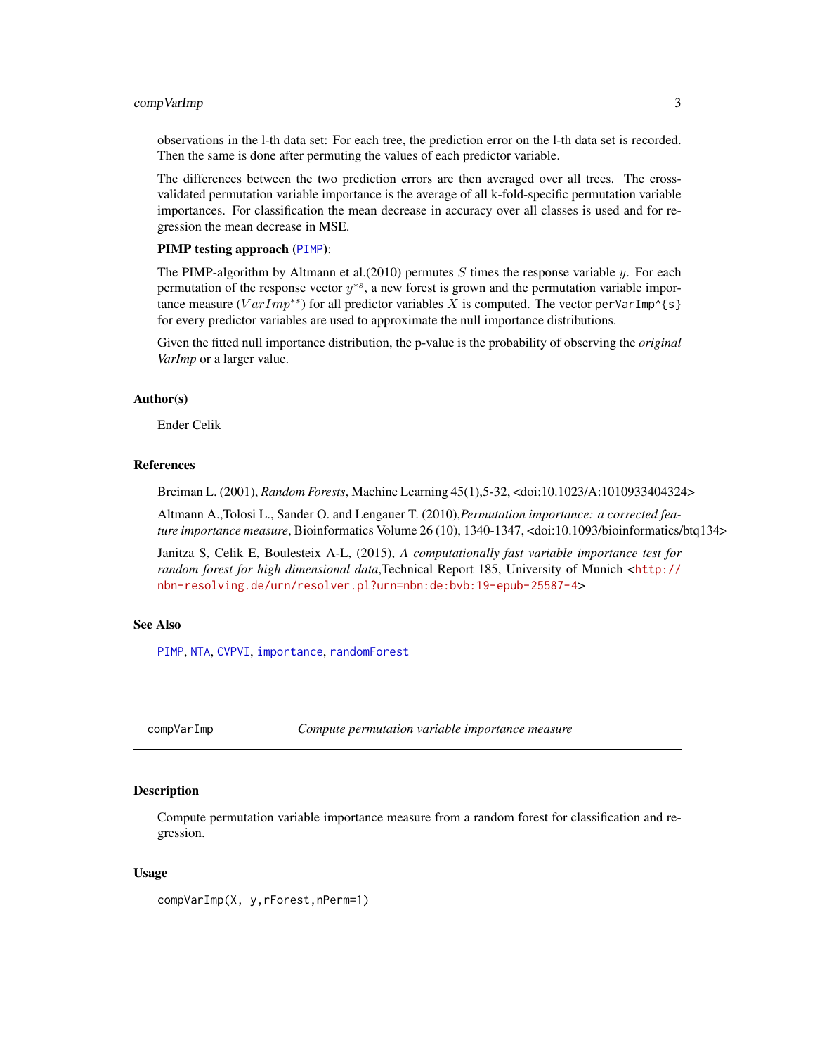observations in the l-th data set: For each tree, the prediction error on the l-th data set is recorded. Then the same is done after permuting the values of each predictor variable.

The differences between the two prediction errors are then averaged over all trees. The cross-validated permutation variable importance is the average of all k-fold-specific permutation variable importances. For classification the mean decrease in accuracy over all classes is used and for regression the mean decrease in MSE.

**PIMP testing approach** (PIMP):

The PIMP-algorithm by Altmann et al.(2010) permutes $S$ times the response variable $y$. For each permutation of the response vector $y^{*s}$, a new forest is grown and the permutation variable importance measure ($VarImp^{*s}$) for all predictor variables $X$ is computed. The vector `perVarImp^{s}` for every predictor variables are used to approximate the null importance distributions.

Given the fitted null importance distribution, the p-value is the probability of observing the *original VarImp* or a larger value.

### Author(s)

Ender Celik

### References

Breiman L. (2001), *Random Forests*, Machine Learning 45(1),5-32, <doi:10.1023/A:1010933404324>

Altmann A.,Tolosi L., Sander O. and Lengauer T. (2010),*Permutation importance: a corrected feature importance measure*, Bioinformatics Volume 26 (10), 1340-1347, <doi:10.1093/bioinformatics/btq134>

Janitza S, Celik E, Boulesteix A-L, (2015), *A computationally fast variable importance test for random forest for high dimensional data*,Technical Report 185, University of Munich <http://nbn-resolving.de/urn/resolver.pl?urn=nbn:de:bvb:19-epub-25587-4>

### See Also

PIMP, NTA, CVPVI, importance, randomForest

---

## compVarImp — *Compute permutation variable importance measure*

### Description

Compute permutation variable importance measure from a random forest for classification and regression.

### Usage

```
compVarImp(X, y,rForest,nPerm=1)
```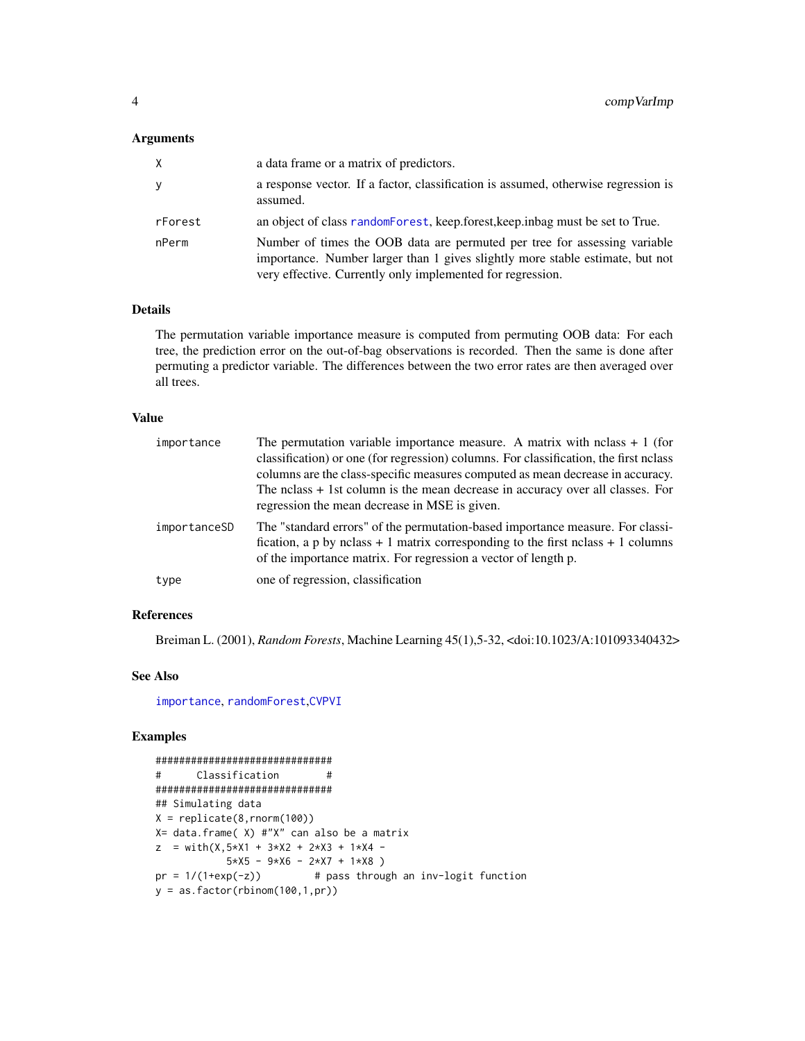### Arguments

| | |
|---|---|
| X | a data frame or a matrix of predictors. |
| y | a response vector. If a factor, classification is assumed, otherwise regression is assumed. |
| rForest | an object of class randomForest, keep.forest,keep.inbag must be set to True. |
| nPerm | Number of times the OOB data are permuted per tree for assessing variable importance. Number larger than 1 gives slightly more stable estimate, but not very effective. Currently only implemented for regression. |

### Details

The permutation variable importance measure is computed from permuting OOB data: For each tree, the prediction error on the out-of-bag observations is recorded. Then the same is done after permuting a predictor variable. The differences between the two error rates are then averaged over all trees.

### Value

| | |
|---|---|
| importance | The permutation variable importance measure. A matrix with nclass + 1 (for classification) or one (for regression) columns. For classification, the first nclass columns are the class-specific measures computed as mean decrease in accuracy. The nclass + 1st column is the mean decrease in accuracy over all classes. For regression the mean decrease in MSE is given. |
| importanceSD | The "standard errors" of the permutation-based importance measure. For classification, a p by nclass + 1 matrix corresponding to the first nclass + 1 columns of the importance matrix. For regression a vector of length p. |
| type | one of regression, classification |

### References

Breiman L. (2001), *Random Forests*, Machine Learning 45(1),5-32, <doi:10.1023/A:101093340432>

### See Also

importance, randomForest,CVPVI

### Examples

```
##############################
#      Classification        #
##############################
## Simulating data
X = replicate(8,rnorm(100))
X= data.frame( X) #"X" can also be a matrix
z  = with(X,5*X1 + 3*X2 + 2*X3 + 1*X4 -
             5*X5 - 9*X6 - 2*X7 + 1*X8 )
pr = 1/(1+exp(-z))         # pass through an inv-logit function
y = as.factor(rbinom(100,1,pr))
```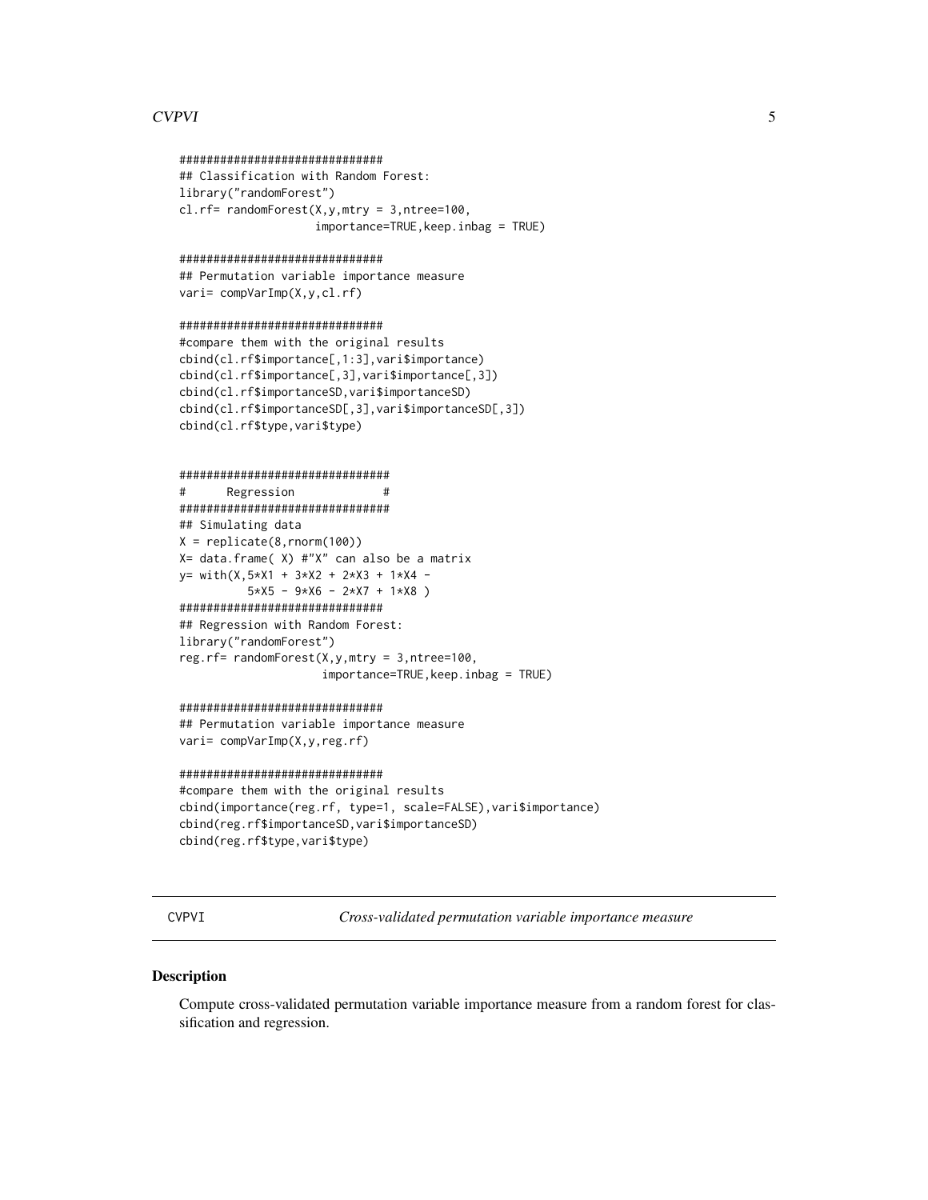```
##############################
## Classification with Random Forest:
library("randomForest")
cl.rf= randomForest(X,y,mtry = 3,ntree=100,
                    importance=TRUE,keep.inbag = TRUE)

##############################
## Permutation variable importance measure
vari= compVarImp(X,y,cl.rf)

##############################
#compare them with the original results
cbind(cl.rf$importance[,1:3],vari$importance)
cbind(cl.rf$importance[,3],vari$importance[,3])
cbind(cl.rf$importanceSD,vari$importanceSD)
cbind(cl.rf$importanceSD[,3],vari$importanceSD[,3])
cbind(cl.rf$type,vari$type)


###############################
#      Regression             #
###############################
## Simulating data
X = replicate(8,rnorm(100))
X= data.frame( X) #"X" can also be a matrix
y= with(X,5*X1 + 3*X2 + 2*X3 + 1*X4 -
          5*X5 - 9*X6 - 2*X7 + 1*X8 )
##############################
## Regression with Random Forest:
library("randomForest")
reg.rf= randomForest(X,y,mtry = 3,ntree=100,
                     importance=TRUE,keep.inbag = TRUE)

##############################
## Permutation variable importance measure
vari= compVarImp(X,y,reg.rf)

##############################
#compare them with the original results
cbind(importance(reg.rf, type=1, scale=FALSE),vari$importance)
cbind(reg.rf$importanceSD,vari$importanceSD)
cbind(reg.rf$type,vari$type)
```

## CVPVI — *Cross-validated permutation variable importance measure*

### Description

Compute cross-validated permutation variable importance measure from a random forest for classification and regression.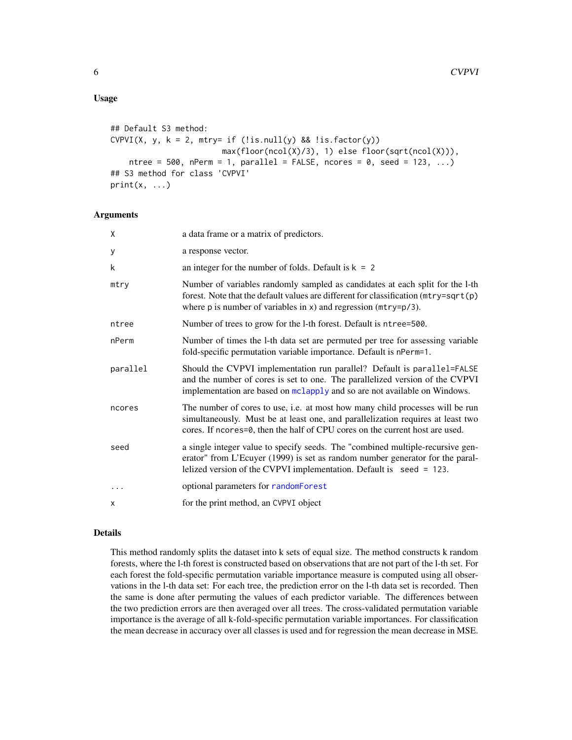## Usage

```
## Default S3 method:
CVPVI(X, y, k = 2, mtry= if (!is.null(y) && !is.factor(y))
                       max(floor(ncol(X)/3), 1) else floor(sqrt(ncol(X))),
    ntree = 500, nPerm = 1, parallel = FALSE, ncores = 0, seed = 123, ...)
## S3 method for class 'CVPVI'
print(x, ...)
```

## Arguments

| | |
|---|---|
| `X` | a data frame or a matrix of predictors. |
| `y` | a response vector. |
| `k` | an integer for the number of folds. Default is `k = 2` |
| `mtry` | Number of variables randomly sampled as candidates at each split for the l-th forest. Note that the default values are different for classification (`mtry=sqrt(p)` where `p` is number of variables in `x`) and regression (`mtry=p/3`). |
| `ntree` | Number of trees to grow for the l-th forest. Default is `ntree=500`. |
| `nPerm` | Number of times the l-th data set are permuted per tree for assessing variable fold-specific permutation variable importance. Default is `nPerm=1`. |
| `parallel` | Should the CVPVI implementation run parallel? Default is `parallel=FALSE` and the number of cores is set to one. The parallelized version of the CVPVI implementation are based on `mclapply` and so are not available on Windows. |
| `ncores` | The number of cores to use, i.e. at most how many child processes will be run simultaneously. Must be at least one, and parallelization requires at least two cores. If `ncores=0`, then the half of CPU cores on the current host are used. |
| `seed` | a single integer value to specify seeds. The "combined multiple-recursive generator" from L'Ecuyer (1999) is set as random number generator for the parallelized version of the CVPVI implementation. Default is `seed = 123`. |
| `...` | optional parameters for `randomForest` |
| `x` | for the print method, an `CVPVI` object |

## Details

This method randomly splits the dataset into k sets of equal size. The method constructs k random forests, where the l-th forest is constructed based on observations that are not part of the l-th set. For each forest the fold-specific permutation variable importance measure is computed using all observations in the l-th data set: For each tree, the prediction error on the l-th data set is recorded. Then the same is done after permuting the values of each predictor variable. The differences between the two prediction errors are then averaged over all trees. The cross-validated permutation variable importance is the average of all k-fold-specific permutation variable importances. For classification the mean decrease in accuracy over all classes is used and for regression the mean decrease in MSE.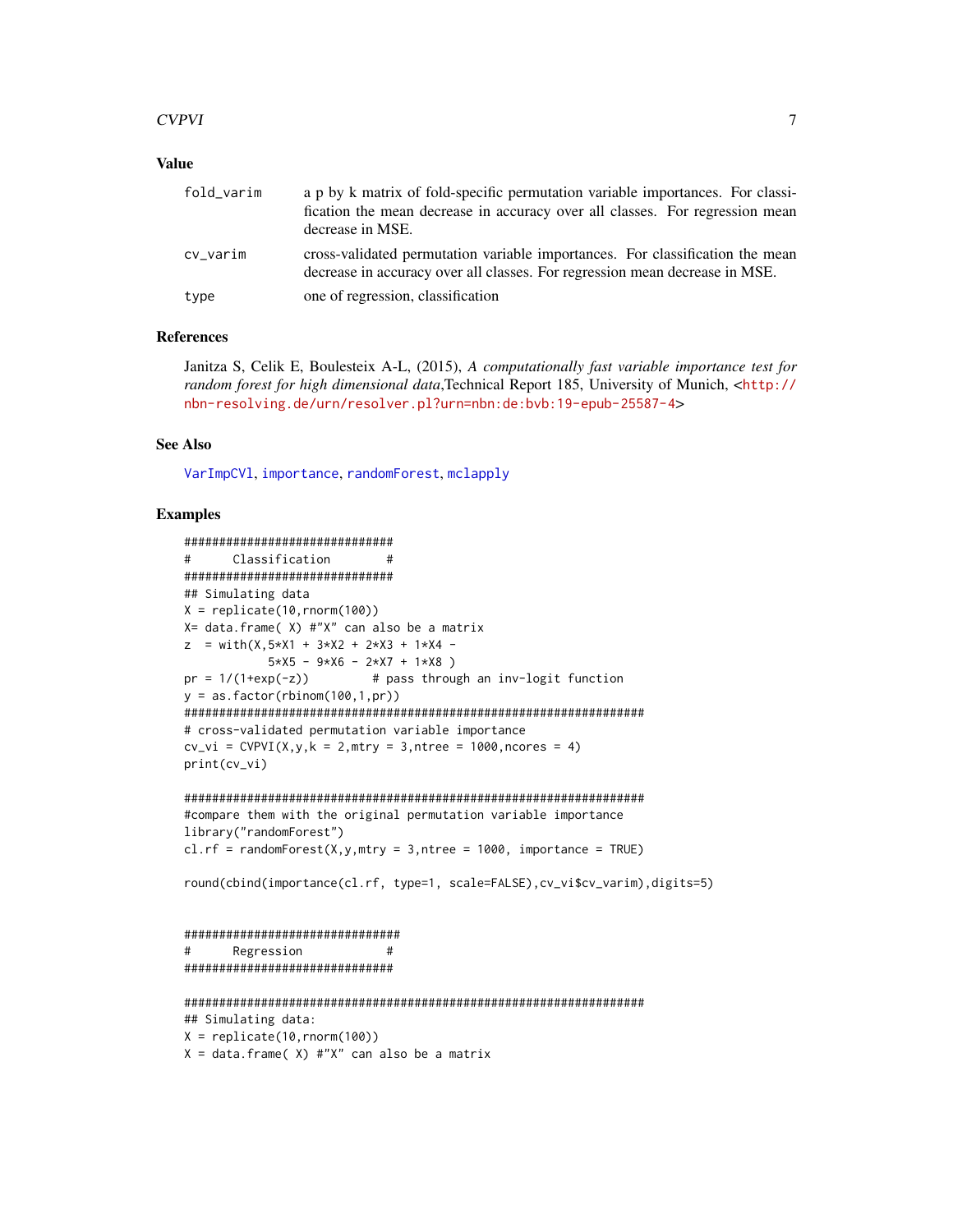## Value

| | |
|---|---|
| fold_varim | a p by k matrix of fold-specific permutation variable importances. For classification the mean decrease in accuracy over all classes. For regression mean decrease in MSE. |
| cv_varim | cross-validated permutation variable importances. For classification the mean decrease in accuracy over all classes. For regression mean decrease in MSE. |
| type | one of regression, classification |

## References

Janitza S, Celik E, Boulesteix A-L, (2015), *A computationally fast variable importance test for random forest for high dimensional data*,Technical Report 185, University of Munich, <http://nbn-resolving.de/urn/resolver.pl?urn=nbn:de:bvb:19-epub-25587-4>

## See Also

VarImpCVl, importance, randomForest, mclapply

## Examples

```
##############################
#      Classification        #
##############################
## Simulating data
X = replicate(10,rnorm(100))
X= data.frame( X) #"X" can also be a matrix
z  = with(X,5*X1 + 3*X2 + 2*X3 + 1*X4 -
            5*X5 - 9*X6 - 2*X7 + 1*X8 )
pr = 1/(1+exp(-z))         # pass through an inv-logit function
y = as.factor(rbinom(100,1,pr))
##################################################################
# cross-validated permutation variable importance
cv_vi = CVPVI(X,y,k = 2,mtry = 3,ntree = 1000,ncores = 4)
print(cv_vi)

##################################################################
#compare them with the original permutation variable importance
library("randomForest")
cl.rf = randomForest(X,y,mtry = 3,ntree = 1000, importance = TRUE)

round(cbind(importance(cl.rf, type=1, scale=FALSE),cv_vi$cv_varim),digits=5)


###############################
#      Regression            #
##############################

##################################################################
## Simulating data:
X = replicate(10,rnorm(100))
X = data.frame( X) #"X" can also be a matrix
```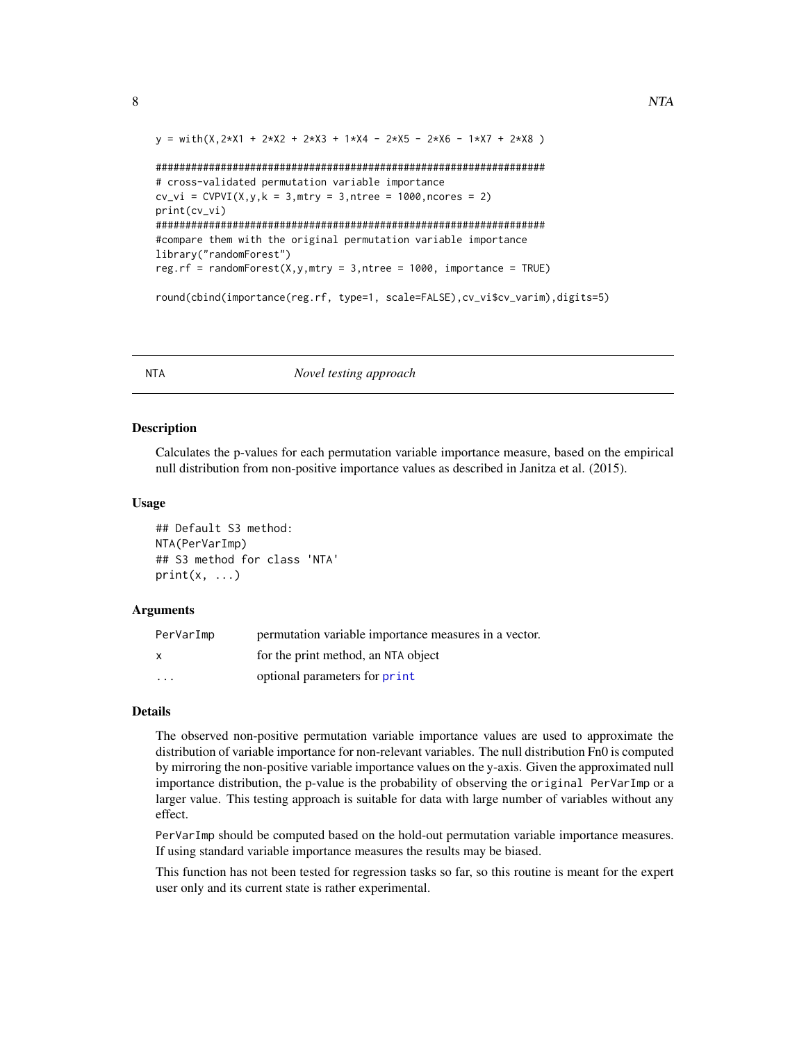```
y = with(X,2*X1 + 2*X2 + 2*X3 + 1*X4 - 2*X5 - 2*X6 - 1*X7 + 2*X8 )

##################################################################
# cross-validated permutation variable importance
cv_vi = CVPVI(X,y,k = 3,mtry = 3,ntree = 1000,ncores = 2)
print(cv_vi)
##################################################################
#compare them with the original permutation variable importance
library("randomForest")
reg.rf = randomForest(X,y,mtry = 3,ntree = 1000, importance = TRUE)

round(cbind(importance(reg.rf, type=1, scale=FALSE),cv_vi$cv_varim),digits=5)
```

## NTA — *Novel testing approach*

### Description

Calculates the p-values for each permutation variable importance measure, based on the empirical null distribution from non-positive importance values as described in Janitza et al. (2015).

### Usage

```
## Default S3 method:
NTA(PerVarImp)
## S3 method for class 'NTA'
print(x, ...)
```

### Arguments

| | |
|---|---|
| PerVarImp | permutation variable importance measures in a vector. |
| x | for the print method, an NTA object |
| ... | optional parameters for print |

### Details

The observed non-positive permutation variable importance values are used to approximate the distribution of variable importance for non-relevant variables. The null distribution Fn0 is computed by mirroring the non-positive variable importance values on the y-axis. Given the approximated null importance distribution, the p-value is the probability of observing the `original PerVarImp` or a larger value. This testing approach is suitable for data with large number of variables without any effect.

`PerVarImp` should be computed based on the hold-out permutation variable importance measures. If using standard variable importance measures the results may be biased.

This function has not been tested for regression tasks so far, so this routine is meant for the expert user only and its current state is rather experimental.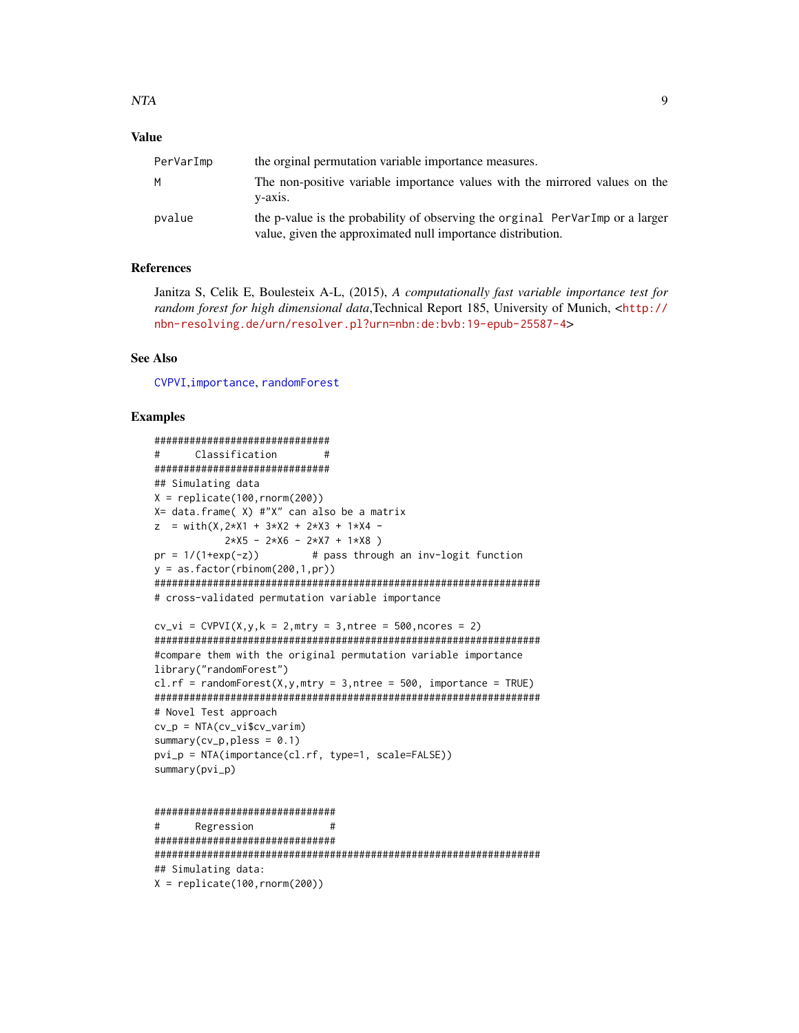## Value

| | |
|---|---|
| PerVarImp | the orginal permutation variable importance measures. |
| M | The non-positive variable importance values with the mirrored values on the y-axis. |
| pvalue | the p-value is the probability of observing the orginal PerVarImp or a larger value, given the approximated null importance distribution. |

## References

Janitza S, Celik E, Boulesteix A-L, (2015), *A computationally fast variable importance test for random forest for high dimensional data*,Technical Report 185, University of Munich, <http://nbn-resolving.de/urn/resolver.pl?urn=nbn:de:bvb:19-epub-25587-4>

## See Also

CVPVI,importance, randomForest

## Examples

```
##############################
#      Classification       #
##############################
## Simulating data
X = replicate(100,rnorm(200))
X= data.frame( X) #"X" can also be a matrix
z  = with(X,2*X1 + 3*X2 + 2*X3 + 1*X4 -
            2*X5 - 2*X6 - 2*X7 + 1*X8 )
pr = 1/(1+exp(-z))         # pass through an inv-logit function
y = as.factor(rbinom(200,1,pr))
##################################################################
# cross-validated permutation variable importance

cv_vi = CVPVI(X,y,k = 2,mtry = 3,ntree = 500,ncores = 2)
##################################################################
#compare them with the original permutation variable importance
library("randomForest")
cl.rf = randomForest(X,y,mtry = 3,ntree = 500, importance = TRUE)
##################################################################
# Novel Test approach
cv_p = NTA(cv_vi$cv_varim)
summary(cv_p,pless = 0.1)
pvi_p = NTA(importance(cl.rf, type=1, scale=FALSE))
summary(pvi_p)


###############################
#      Regression             #
###############################
##################################################################
## Simulating data:
X = replicate(100,rnorm(200))
```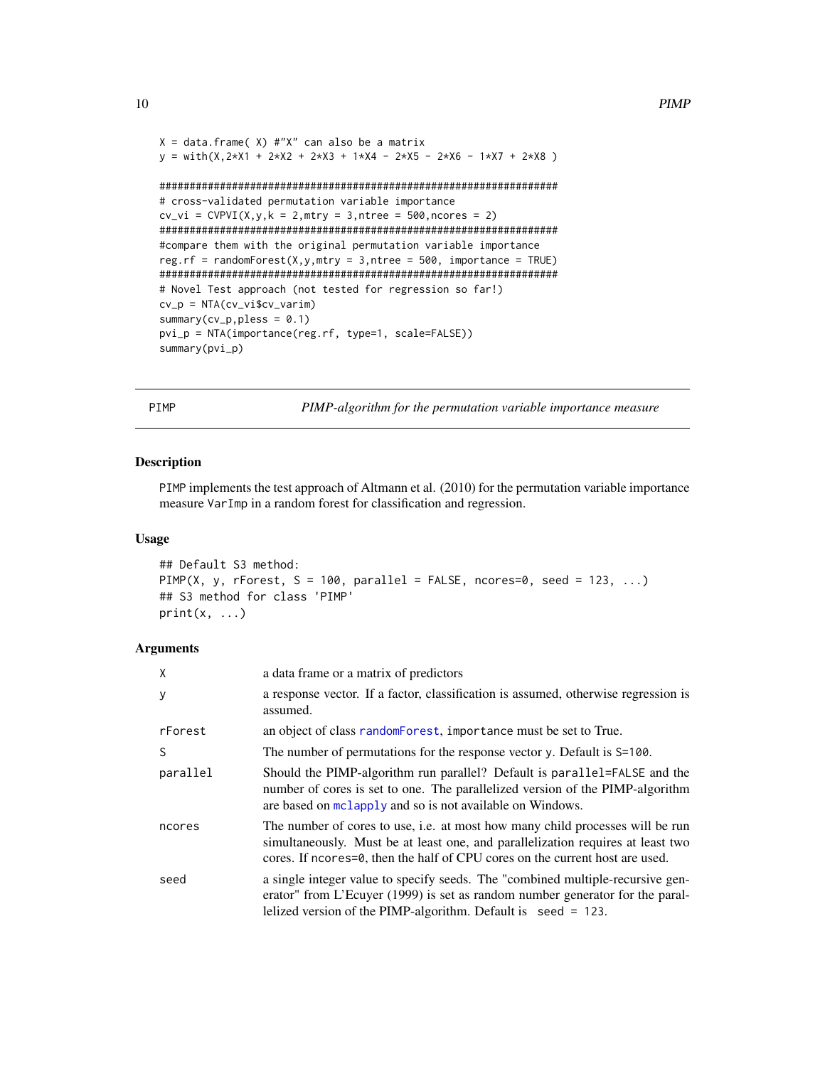```
X = data.frame( X) #"X" can also be a matrix
y = with(X,2*X1 + 2*X2 + 2*X3 + 1*X4 - 2*X5 - 2*X6 - 1*X7 + 2*X8 )

##################################################################
# cross-validated permutation variable importance
cv_vi = CVPVI(X,y,k = 2,mtry = 3,ntree = 500,ncores = 2)
##################################################################
#compare them with the original permutation variable importance
reg.rf = randomForest(X,y,mtry = 3,ntree = 500, importance = TRUE)
##################################################################
# Novel Test approach (not tested for regression so far!)
cv_p = NTA(cv_vi$cv_varim)
summary(cv_p,pless = 0.1)
pvi_p = NTA(importance(reg.rf, type=1, scale=FALSE))
summary(pvi_p)
```

## PIMP — *PIMP-algorithm for the permutation variable importance measure*

### Description

PIMP implements the test approach of Altmann et al. (2010) for the permutation variable importance measure VarImp in a random forest for classification and regression.

### Usage

```
## Default S3 method:
PIMP(X, y, rForest, S = 100, parallel = FALSE, ncores=0, seed = 123, ...)
## S3 method for class 'PIMP'
print(x, ...)
```

### Arguments

| | |
|---|---|
| X | a data frame or a matrix of predictors |
| y | a response vector. If a factor, classification is assumed, otherwise regression is assumed. |
| rForest | an object of class randomForest, importance must be set to True. |
| S | The number of permutations for the response vector y. Default is S=100. |
| parallel | Should the PIMP-algorithm run parallel? Default is parallel=FALSE and the number of cores is set to one. The parallelized version of the PIMP-algorithm are based on mclapply and so is not available on Windows. |
| ncores | The number of cores to use, i.e. at most how many child processes will be run simultaneously. Must be at least one, and parallelization requires at least two cores. If ncores=0, then the half of CPU cores on the current host are used. |
| seed | a single integer value to specify seeds. The "combined multiple-recursive generator" from L'Ecuyer (1999) is set as random number generator for the parallelized version of the PIMP-algorithm. Default is seed = 123. |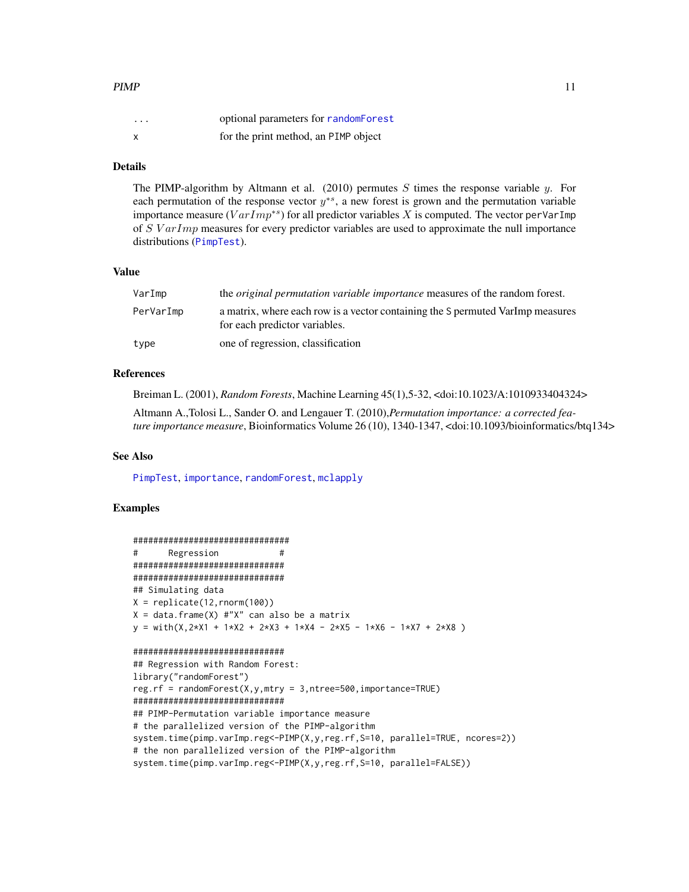| | |
|---|---|
| ... | optional parameters for randomForest |
| x | for the print method, an PIMP object |

## Details

The PIMP-algorithm by Altmann et al. (2010) permutes $S$ times the response variable $y$. For each permutation of the response vector $y^{*s}$, a new forest is grown and the permutation variable importance measure ($VarImp^{*s}$) for all predictor variables $X$ is computed. The vector perVarImp of $S$ $VarImp$ measures for every predictor variables are used to approximate the null importance distributions (PimpTest).

## Value

| | |
|---|---|
| VarImp | the *original permutation variable importance* measures of the random forest. |
| PerVarImp | a matrix, where each row is a vector containing the S permuted VarImp measures for each predictor variables. |
| type | one of regression, classification |

## References

Breiman L. (2001), *Random Forests*, Machine Learning 45(1),5-32, <doi:10.1023/A:1010933404324>

Altmann A.,Tolosi L., Sander O. and Lengauer T. (2010),*Permutation importance: a corrected feature importance measure*, Bioinformatics Volume 26 (10), 1340-1347, <doi:10.1093/bioinformatics/btq134>

## See Also

PimpTest, importance, randomForest, mclapply

## Examples

```
###############################
#      Regression            #
##############################
##############################
## Simulating data
X = replicate(12,rnorm(100))
X = data.frame(X) #"X" can also be a matrix
y = with(X,2*X1 + 1*X2 + 2*X3 + 1*X4 - 2*X5 - 1*X6 - 1*X7 + 2*X8 )

##############################
## Regression with Random Forest:
library("randomForest")
reg.rf = randomForest(X,y,mtry = 3,ntree=500,importance=TRUE)
##############################
## PIMP-Permutation variable importance measure
# the parallelized version of the PIMP-algorithm
system.time(pimp.varImp.reg<-PIMP(X,y,reg.rf,S=10, parallel=TRUE, ncores=2))
# the non parallelized version of the PIMP-algorithm
system.time(pimp.varImp.reg<-PIMP(X,y,reg.rf,S=10, parallel=FALSE))
```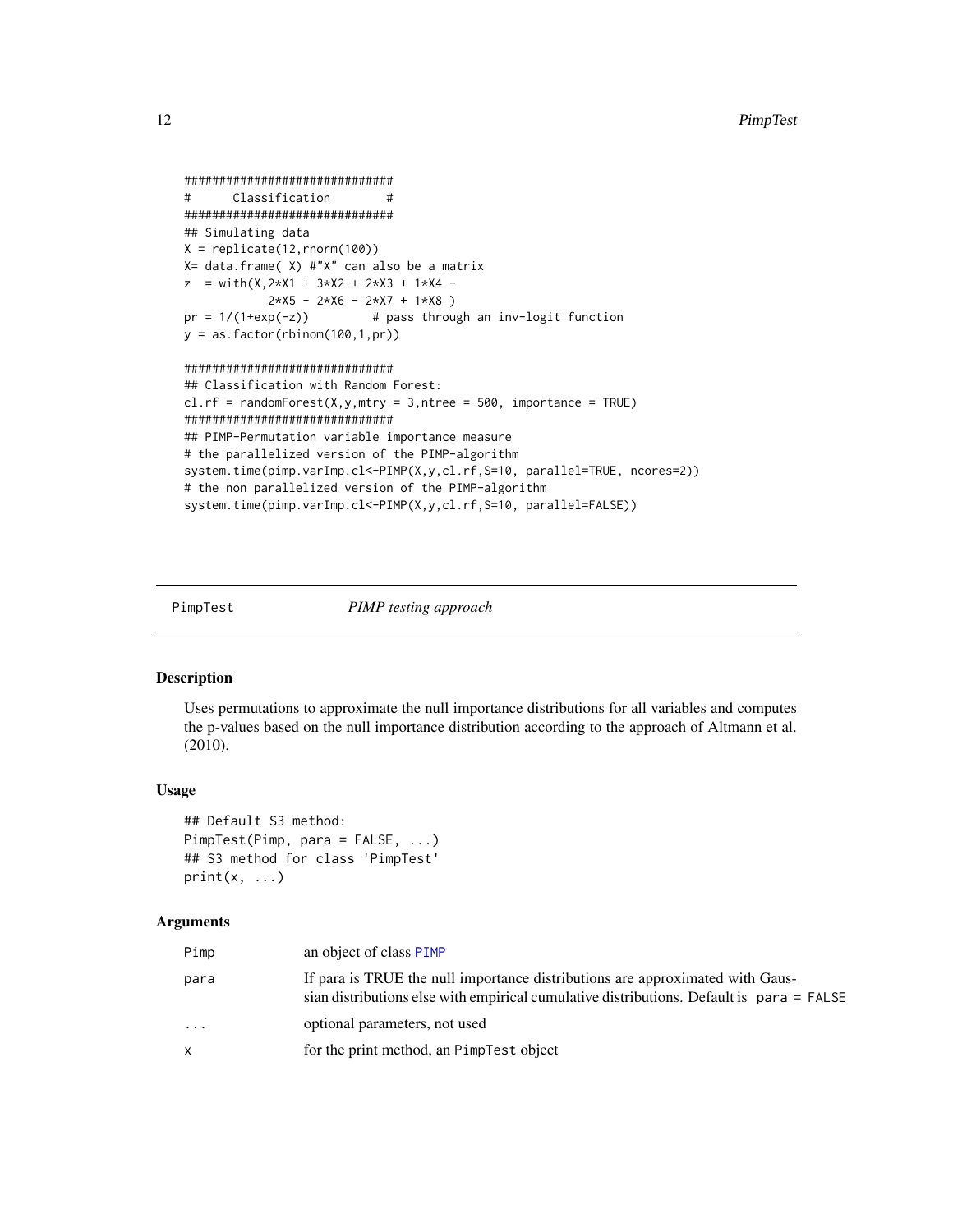```
##############################
#      Classification       #
##############################
## Simulating data
X = replicate(12,rnorm(100))
X= data.frame( X) #"X" can also be a matrix
z  = with(X,2*X1 + 3*X2 + 2*X3 + 1*X4 -
            2*X5 - 2*X6 - 2*X7 + 1*X8 )
pr = 1/(1+exp(-z))         # pass through an inv-logit function
y = as.factor(rbinom(100,1,pr))

##############################
## Classification with Random Forest:
cl.rf = randomForest(X,y,mtry = 3,ntree = 500, importance = TRUE)
##############################
## PIMP-Permutation variable importance measure
# the parallelized version of the PIMP-algorithm
system.time(pimp.varImp.cl<-PIMP(X,y,cl.rf,S=10, parallel=TRUE, ncores=2))
# the non parallelized version of the PIMP-algorithm
system.time(pimp.varImp.cl<-PIMP(X,y,cl.rf,S=10, parallel=FALSE))
```

## PimpTest — *PIMP testing approach*

### Description

Uses permutations to approximate the null importance distributions for all variables and computes the p-values based on the null importance distribution according to the approach of Altmann et al. (2010).

### Usage

```
## Default S3 method:
PimpTest(Pimp, para = FALSE, ...)
## S3 method for class 'PimpTest'
print(x, ...)
```

### Arguments

| | |
|---|---|
| Pimp | an object of class PIMP |
| para | If para is TRUE the null importance distributions are approximated with Gaussian distributions else with empirical cumulative distributions. Default is `para = FALSE` |
| ... | optional parameters, not used |
| x | for the print method, an PimpTest object |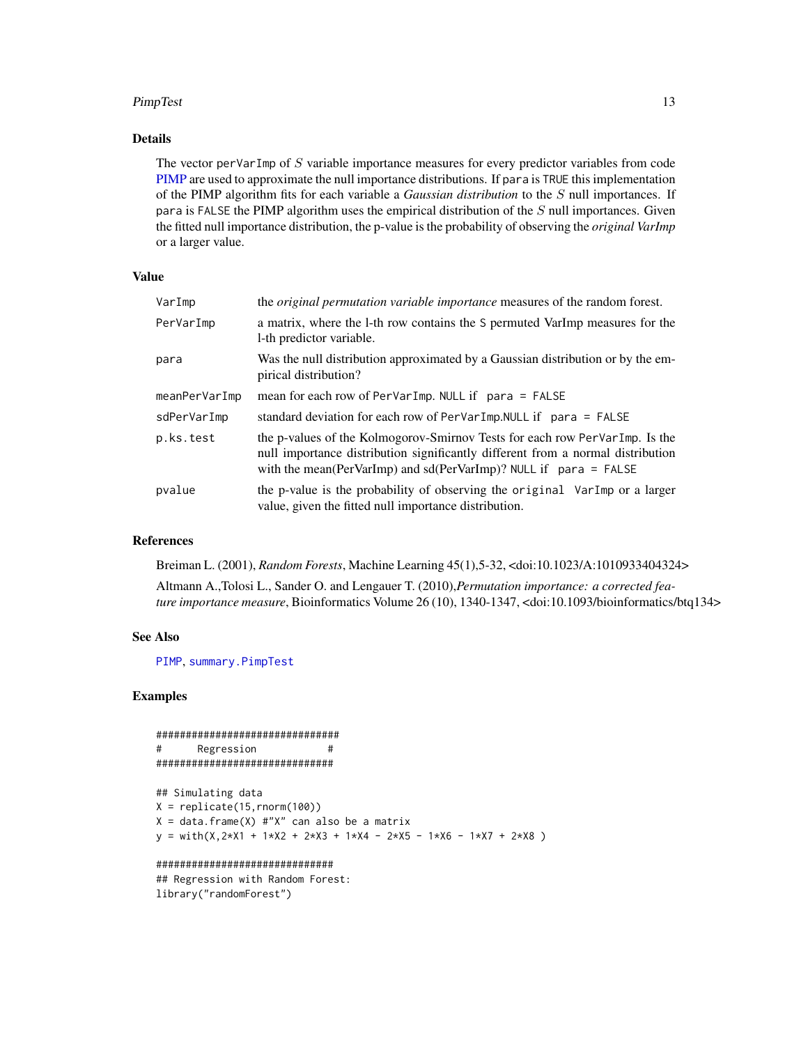## Details

The vector perVarImp of $S$ variable importance measures for every predictor variables from code PIMP are used to approximate the null importance distributions. If para is TRUE this implementation of the PIMP algorithm fits for each variable a *Gaussian distribution* to the $S$ null importances. If para is FALSE the PIMP algorithm uses the empirical distribution of the $S$ null importances. Given the fitted null importance distribution, the p-value is the probability of observing the *original VarImp* or a larger value.

## Value

| | |
|---|---|
| VarImp | the *original permutation variable importance* measures of the random forest. |
| PerVarImp | a matrix, where the l-th row contains the S permuted VarImp measures for the l-th predictor variable. |
| para | Was the null distribution approximated by a Gaussian distribution or by the empirical distribution? |
| meanPerVarImp | mean for each row of PerVarImp. NULL if para = FALSE |
| sdPerVarImp | standard deviation for each row of PerVarImp.NULL if para = FALSE |
| p.ks.test | the p-values of the Kolmogorov-Smirnov Tests for each row PerVarImp. Is the null importance distribution significantly different from a normal distribution with the mean(PerVarImp) and sd(PerVarImp)? NULL if para = FALSE |
| pvalue | the p-value is the probability of observing the original VarImp or a larger value, given the fitted null importance distribution. |

## References

Breiman L. (2001), *Random Forests*, Machine Learning 45(1),5-32, <doi:10.1023/A:1010933404324>

Altmann A.,Tolosi L., Sander O. and Lengauer T. (2010),*Permutation importance: a corrected feature importance measure*, Bioinformatics Volume 26 (10), 1340-1347, <doi:10.1093/bioinformatics/btq134>

## See Also

PIMP, summary.PimpTest

## Examples

```
###############################
#      Regression            #
##############################

## Simulating data
X = replicate(15,rnorm(100))
X = data.frame(X) #"X" can also be a matrix
y = with(X,2*X1 + 1*X2 + 2*X3 + 1*X4 - 2*X5 - 1*X6 - 1*X7 + 2*X8 )

##############################
## Regression with Random Forest:
library("randomForest")
```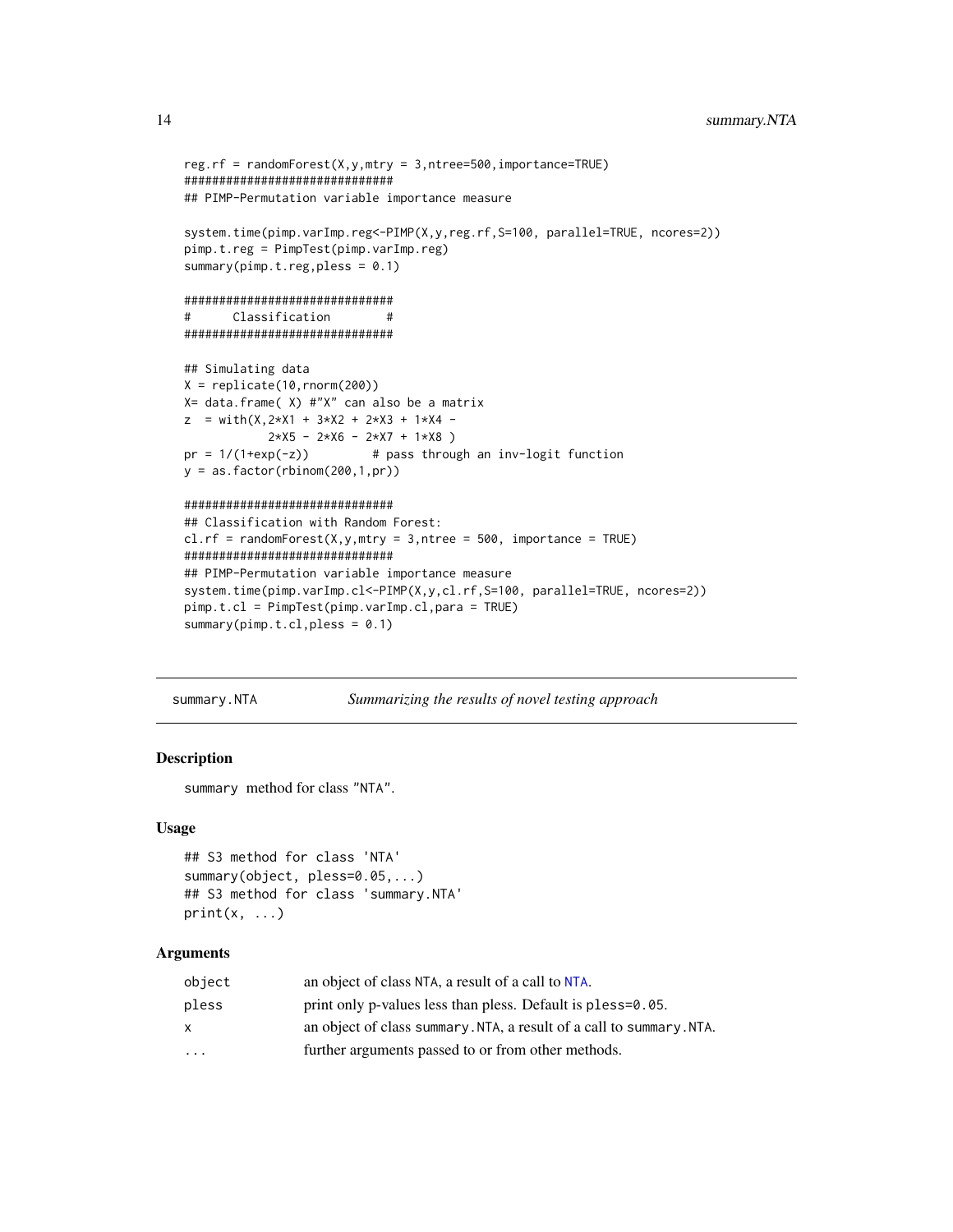```
reg.rf = randomForest(X,y,mtry = 3,ntree=500,importance=TRUE)
##############################
## PIMP-Permutation variable importance measure

system.time(pimp.varImp.reg<-PIMP(X,y,reg.rf,S=100, parallel=TRUE, ncores=2))
pimp.t.reg = PimpTest(pimp.varImp.reg)
summary(pimp.t.reg,pless = 0.1)

##############################
#      Classification        #
##############################

## Simulating data
X = replicate(10,rnorm(200))
X= data.frame( X) #"X" can also be a matrix
z  = with(X,2*X1 + 3*X2 + 2*X3 + 1*X4 -
           2*X5 - 2*X6 - 2*X7 + 1*X8 )
pr = 1/(1+exp(-z))         # pass through an inv-logit function
y = as.factor(rbinom(200,1,pr))

##############################
## Classification with Random Forest:
cl.rf = randomForest(X,y,mtry = 3,ntree = 500, importance = TRUE)
##############################
## PIMP-Permutation variable importance measure
system.time(pimp.varImp.cl<-PIMP(X,y,cl.rf,S=100, parallel=TRUE, ncores=2))
pimp.t.cl = PimpTest(pimp.varImp.cl,para = TRUE)
summary(pimp.t.cl,pless = 0.1)
```

---

## summary.NTA — *Summarizing the results of novel testing approach*

### Description

summary method for class "NTA".

### Usage

```
## S3 method for class 'NTA'
summary(object, pless=0.05,...)
## S3 method for class 'summary.NTA'
print(x, ...)
```

### Arguments

| | |
|---|---|
| object | an object of class NTA, a result of a call to NTA. |
| pless | print only p-values less than pless. Default is pless=0.05. |
| x | an object of class summary.NTA, a result of a call to summary.NTA. |
| ... | further arguments passed to or from other methods. |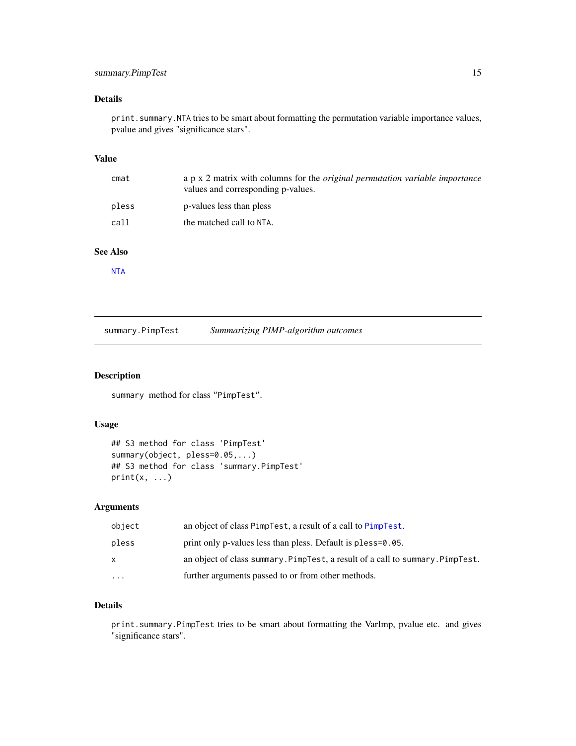### Details

`print.summary.NTA` tries to be smart about formatting the permutation variable importance values, pvalue and gives "significance stars".

### Value

| | |
|---|---|
| `cmat` | a p x 2 matrix with columns for the *original permutation variable importance* values and corresponding p-values. |
| `pless` | p-values less than pless |
| `call` | the matched call to `NTA`. |

### See Also

`NTA`

---

## summary.PimpTest — *Summarizing PIMP-algorithm outcomes*

---

### Description

`summary` method for class `"PimpTest"`.

### Usage

```
## S3 method for class 'PimpTest'
summary(object, pless=0.05,...)
## S3 method for class 'summary.PimpTest'
print(x, ...)
```

### Arguments

| | |
|---|---|
| `object` | an object of class `PimpTest`, a result of a call to `PimpTest`. |
| `pless` | print only p-values less than pless. Default is `pless=0.05`. |
| `x` | an object of class `summary.PimpTest`, a result of a call to `summary.PimpTest`. |
| `...` | further arguments passed to or from other methods. |

### Details

`print.summary.PimpTest` tries to be smart about formatting the VarImp, pvalue etc. and gives "significance stars".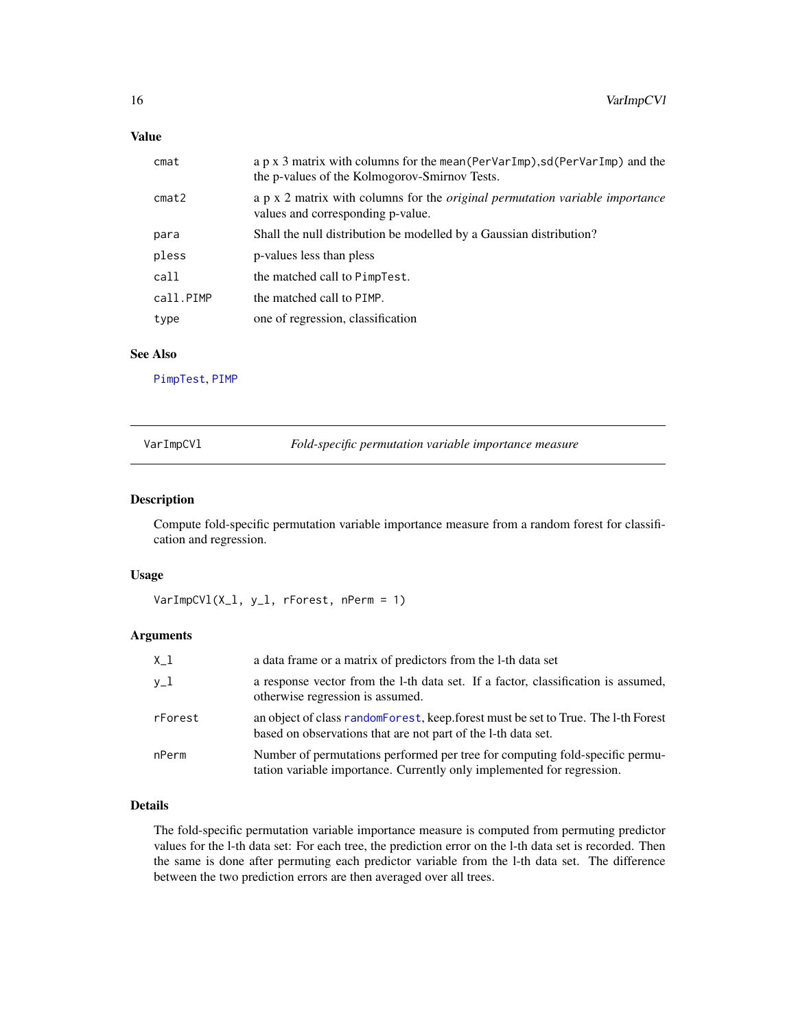## Value

| | |
|---|---|
| cmat | a p x 3 matrix with columns for the mean(PerVarImp),sd(PerVarImp) and the the p-values of the Kolmogorov-Smirnov Tests. |
| cmat2 | a p x 2 matrix with columns for the *original permutation variable importance* values and corresponding p-value. |
| para | Shall the null distribution be modelled by a Gaussian distribution? |
| pless | p-values less than pless |
| call | the matched call to PimpTest. |
| call.PIMP | the matched call to PIMP. |
| type | one of regression, classification |

## See Also

PimpTest, PIMP

---

# VarImpCVl — *Fold-specific permutation variable importance measure*

## Description

Compute fold-specific permutation variable importance measure from a random forest for classification and regression.

## Usage

```
VarImpCVl(X_l, y_l, rForest, nPerm = 1)
```

## Arguments

| | |
|---|---|
| X_l | a data frame or a matrix of predictors from the l-th data set |
| y_l | a response vector from the l-th data set. If a factor, classification is assumed, otherwise regression is assumed. |
| rForest | an object of class randomForest, keep.forest must be set to True. The l-th Forest based on observations that are not part of the l-th data set. |
| nPerm | Number of permutations performed per tree for computing fold-specific permutation variable importance. Currently only implemented for regression. |

## Details

The fold-specific permutation variable importance measure is computed from permuting predictor values for the l-th data set: For each tree, the prediction error on the l-th data set is recorded. Then the same is done after permuting each predictor variable from the l-th data set. The difference between the two prediction errors are then averaged over all trees.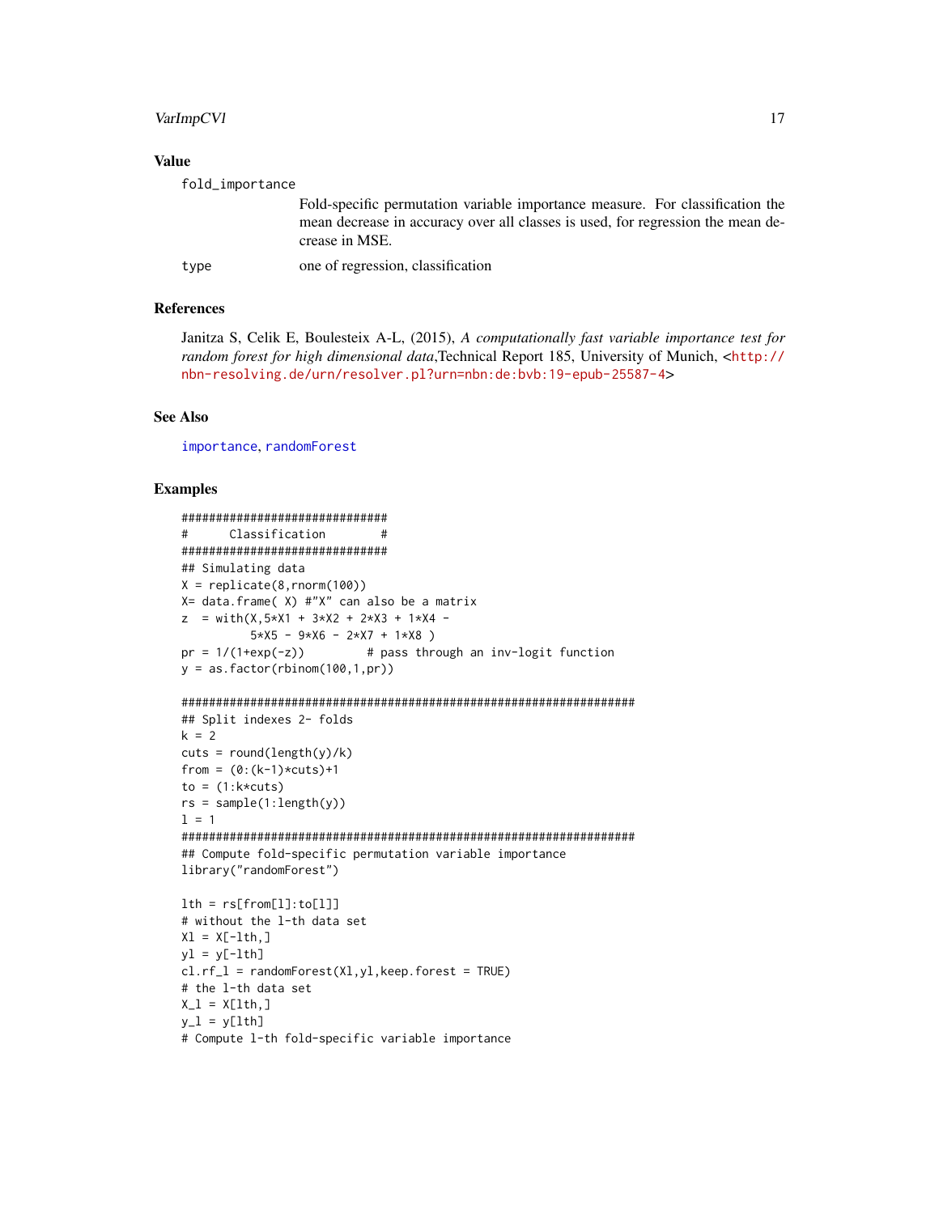### Value

`fold_importance`
: Fold-specific permutation variable importance measure. For classification the mean decrease in accuracy over all classes is used, for regression the mean decrease in MSE.

`type`
: one of regression, classification

### References

Janitza S, Celik E, Boulesteix A-L, (2015), *A computationally fast variable importance test for random forest for high dimensional data*,Technical Report 185, University of Munich, <http://nbn-resolving.de/urn/resolver.pl?urn=nbn:de:bvb:19-epub-25587-4>

### See Also

importance, randomForest

### Examples

```
##############################
#      Classification       #
##############################
## Simulating data
X = replicate(8,rnorm(100))
X= data.frame( X) #"X" can also be a matrix
z  = with(X,5*X1 + 3*X2 + 2*X3 + 1*X4 -
          5*X5 - 9*X6 - 2*X7 + 1*X8 )
pr = 1/(1+exp(-z))         # pass through an inv-logit function
y = as.factor(rbinom(100,1,pr))

###################################################################
## Split indexes 2- folds
k = 2
cuts = round(length(y)/k)
from = (0:(k-1)*cuts)+1
to = (1:k*cuts)
rs = sample(1:length(y))
l = 1
###################################################################
## Compute fold-specific permutation variable importance
library("randomForest")

lth = rs[from[l]:to[l]]
# without the l-th data set
Xl = X[-lth,]
yl = y[-lth]
cl.rf_l = randomForest(Xl,yl,keep.forest = TRUE)
# the l-th data set
X_l = X[lth,]
y_l = y[lth]
# Compute l-th fold-specific variable importance
```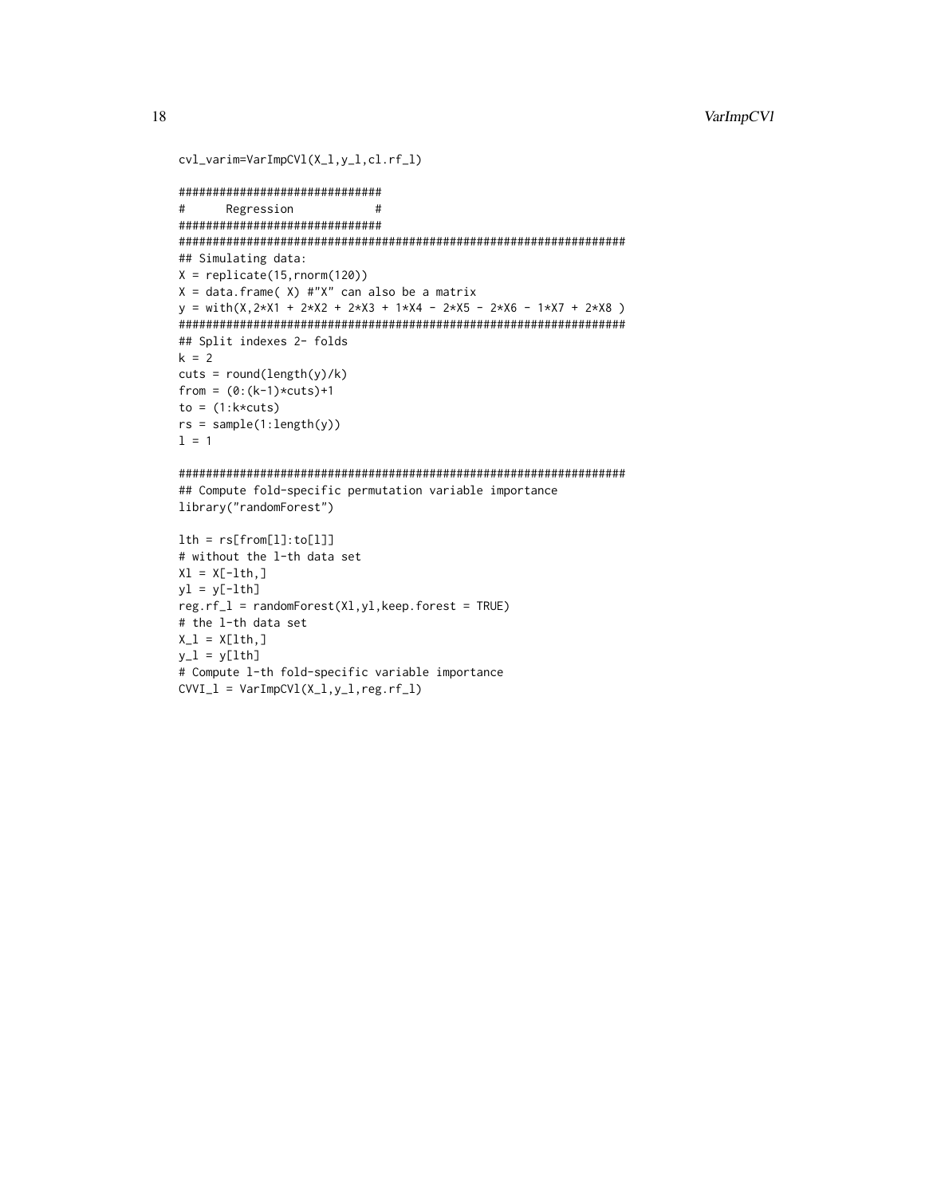```
cvl_varim=VarImpCVl(X_l,y_l,cl.rf_l)

##############################
#      Regression            #
##############################
###################################################################
## Simulating data:
X = replicate(15,rnorm(120))
X = data.frame( X) #"X" can also be a matrix
y = with(X,2*X1 + 2*X2 + 2*X3 + 1*X4 - 2*X5 - 2*X6 - 1*X7 + 2*X8 )
###################################################################
## Split indexes 2- folds
k = 2
cuts = round(length(y)/k)
from = (0:(k-1)*cuts)+1
to = (1:k*cuts)
rs = sample(1:length(y))
l = 1

###################################################################
## Compute fold-specific permutation variable importance
library("randomForest")

lth = rs[from[l]:to[l]]
# without the l-th data set
Xl = X[-lth,]
yl = y[-lth]
reg.rf_l = randomForest(Xl,yl,keep.forest = TRUE)
# the l-th data set
X_l = X[lth,]
y_l = y[lth]
# Compute l-th fold-specific variable importance
CVVI_l = VarImpCVl(X_l,y_l,reg.rf_l)
```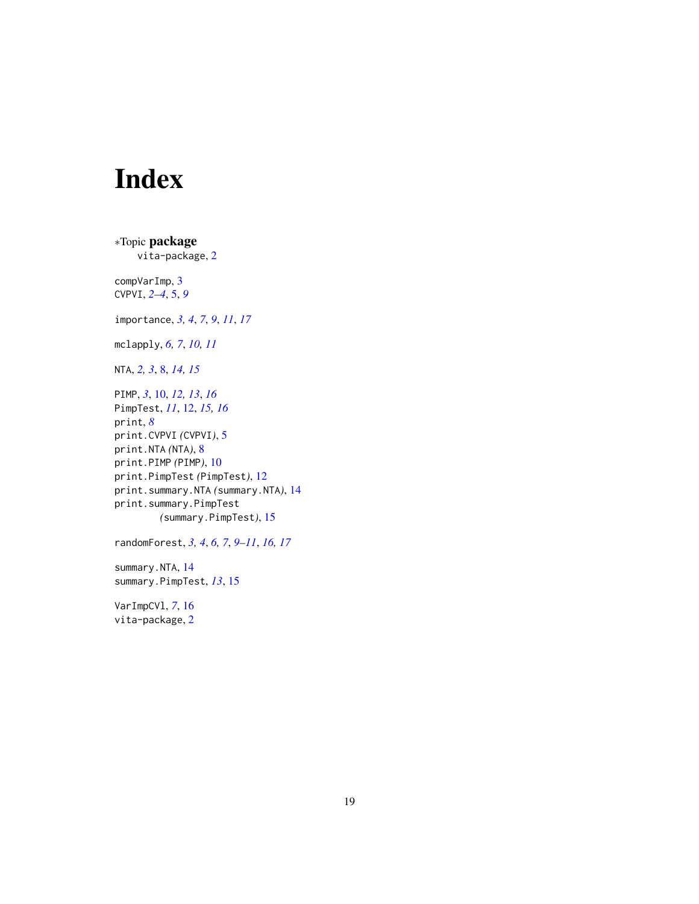# Index

∗Topic **package**

vita-package, 2

compVarImp, 3
CVPVI, *2–4*, 5, *9*

importance, *3, 4*, *7*, *9*, *11*, *17*

mclapply, *6, 7*, *10, 11*

NTA, *2, 3*, 8, *14, 15*

PIMP, *3*, 10, *12, 13*, *16*
PimpTest, *11*, 12, *15, 16*
print, *8*
print.CVPVI *(*CVPVI*)*, 5
print.NTA *(*NTA*)*, 8
print.PIMP *(*PIMP*)*, 10
print.PimpTest *(*PimpTest*)*, 12
print.summary.NTA *(*summary.NTA*)*, 14
print.summary.PimpTest
*(*summary.PimpTest*)*, 15

randomForest, *3, 4*, *6, 7*, *9–11*, *16, 17*

summary.NTA, 14
summary.PimpTest, *13*, 15

VarImpCVl, *7*, 16
vita-package, 2